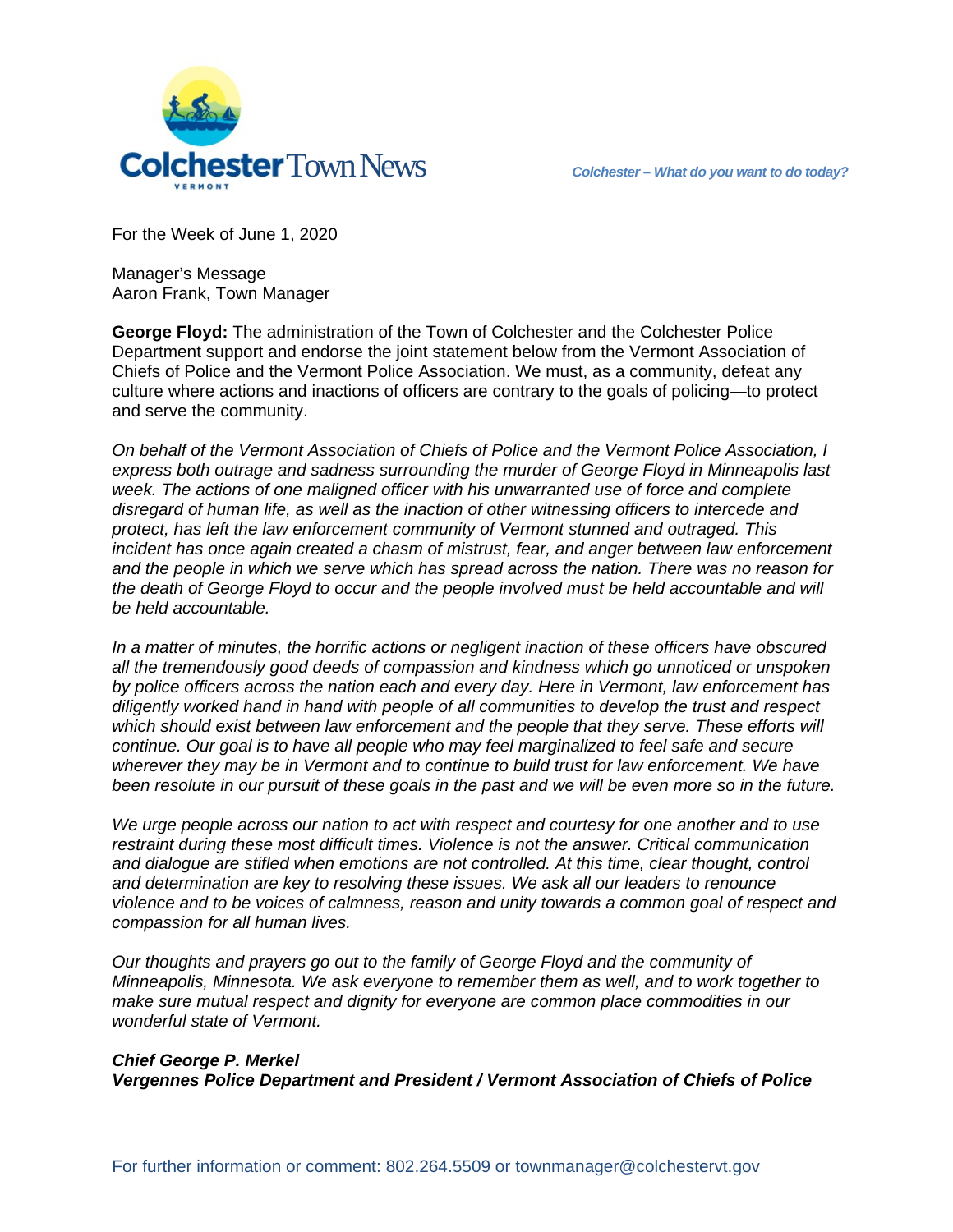# Colchester Town News

*Colchester – What do you want to do today?*

For the Week of June 1, 2020

Manager's Message
Aaron Frank, Town Manager

**George Floyd:** The administration of the Town of Colchester and the Colchester Police Department support and endorse the joint statement below from the Vermont Association of Chiefs of Police and the Vermont Police Association. We must, as a community, defeat any culture where actions and inactions of officers are contrary to the goals of policing—to protect and serve the community.

*On behalf of the Vermont Association of Chiefs of Police and the Vermont Police Association, I express both outrage and sadness surrounding the murder of George Floyd in Minneapolis last week. The actions of one maligned officer with his unwarranted use of force and complete disregard of human life, as well as the inaction of other witnessing officers to intercede and protect, has left the law enforcement community of Vermont stunned and outraged. This incident has once again created a chasm of mistrust, fear, and anger between law enforcement and the people in which we serve which has spread across the nation. There was no reason for the death of George Floyd to occur and the people involved must be held accountable and will be held accountable.*

*In a matter of minutes, the horrific actions or negligent inaction of these officers have obscured all the tremendously good deeds of compassion and kindness which go unnoticed or unspoken by police officers across the nation each and every day. Here in Vermont, law enforcement has diligently worked hand in hand with people of all communities to develop the trust and respect which should exist between law enforcement and the people that they serve. These efforts will continue. Our goal is to have all people who may feel marginalized to feel safe and secure wherever they may be in Vermont and to continue to build trust for law enforcement. We have been resolute in our pursuit of these goals in the past and we will be even more so in the future.*

*We urge people across our nation to act with respect and courtesy for one another and to use restraint during these most difficult times. Violence is not the answer. Critical communication and dialogue are stifled when emotions are not controlled. At this time, clear thought, control and determination are key to resolving these issues. We ask all our leaders to renounce violence and to be voices of calmness, reason and unity towards a common goal of respect and compassion for all human lives.*

*Our thoughts and prayers go out to the family of George Floyd and the community of Minneapolis, Minnesota. We ask everyone to remember them as well, and to work together to make sure mutual respect and dignity for everyone are common place commodities in our wonderful state of Vermont.*

***Chief George P. Merkel***
***Vergennes Police Department and President / Vermont Association of Chiefs of Police***

For further information or comment: 802.264.5509 or townmanager@colchestervt.gov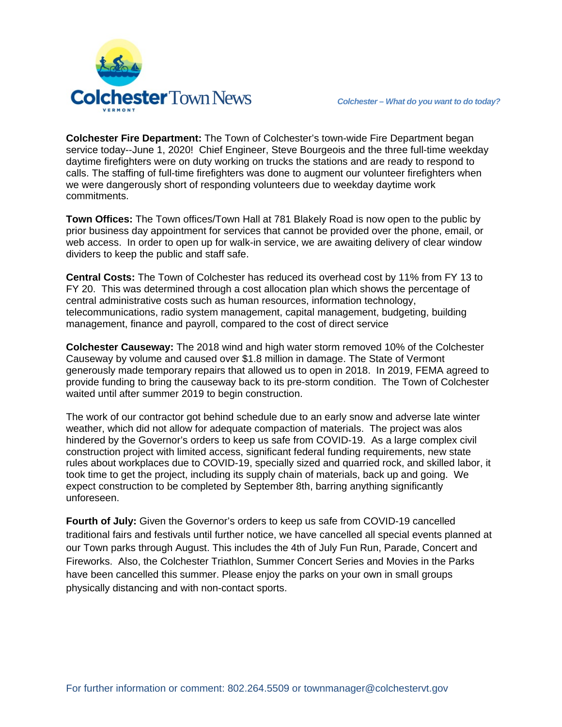**Colchester Fire Department:** The Town of Colchester's town-wide Fire Department began service today--June 1, 2020! Chief Engineer, Steve Bourgeois and the three full-time weekday daytime firefighters were on duty working on trucks the stations and are ready to respond to calls. The staffing of full-time firefighters was done to augment our volunteer firefighters when we were dangerously short of responding volunteers due to weekday daytime work commitments.

**Town Offices:** The Town offices/Town Hall at 781 Blakely Road is now open to the public by prior business day appointment for services that cannot be provided over the phone, email, or web access. In order to open up for walk-in service, we are awaiting delivery of clear window dividers to keep the public and staff safe.

**Central Costs:** The Town of Colchester has reduced its overhead cost by 11% from FY 13 to FY 20. This was determined through a cost allocation plan which shows the percentage of central administrative costs such as human resources, information technology, telecommunications, radio system management, capital management, budgeting, building management, finance and payroll, compared to the cost of direct service

**Colchester Causeway:** The 2018 wind and high water storm removed 10% of the Colchester Causeway by volume and caused over $1.8 million in damage. The State of Vermont generously made temporary repairs that allowed us to open in 2018. In 2019, FEMA agreed to provide funding to bring the causeway back to its pre-storm condition. The Town of Colchester waited until after summer 2019 to begin construction.

The work of our contractor got behind schedule due to an early snow and adverse late winter weather, which did not allow for adequate compaction of materials. The project was alos hindered by the Governor's orders to keep us safe from COVID-19. As a large complex civil construction project with limited access, significant federal funding requirements, new state rules about workplaces due to COVID-19, specially sized and quarried rock, and skilled labor, it took time to get the project, including its supply chain of materials, back up and going. We expect construction to be completed by September 8th, barring anything significantly unforeseen.

**Fourth of July:** Given the Governor's orders to keep us safe from COVID-19 cancelled traditional fairs and festivals until further notice, we have cancelled all special events planned at our Town parks through August. This includes the 4th of July Fun Run, Parade, Concert and Fireworks. Also, the Colchester Triathlon, Summer Concert Series and Movies in the Parks have been cancelled this summer. Please enjoy the parks on your own in small groups physically distancing and with non-contact sports.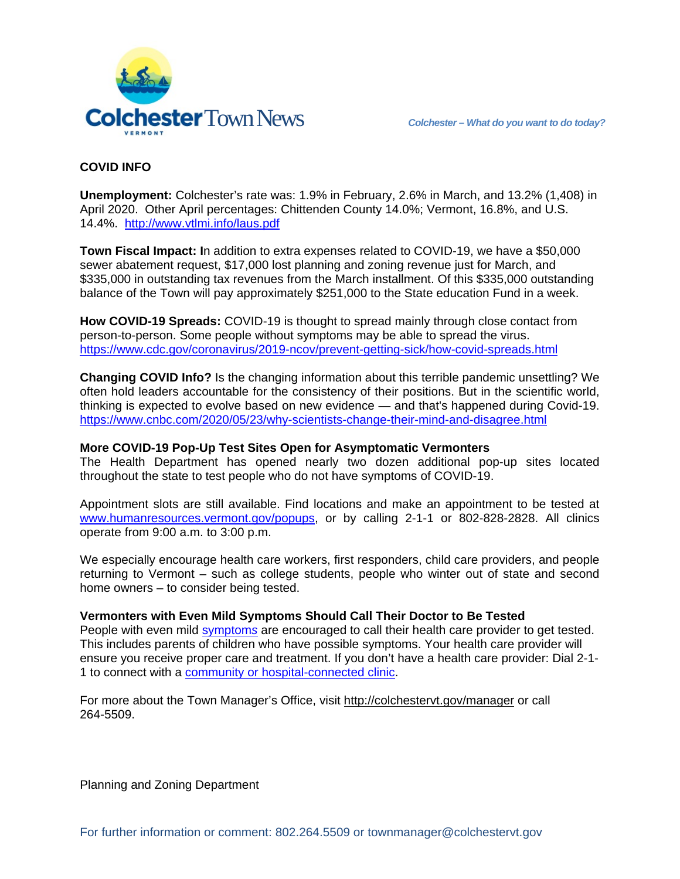## COVID INFO

**Unemployment:** Colchester's rate was: 1.9% in February, 2.6% in March, and 13.2% (1,408) in April 2020. Other April percentages: Chittenden County 14.0%; Vermont, 16.8%, and U.S. 14.4%. http://www.vtlmi.info/laus.pdf

**Town Fiscal Impact: I**n addition to extra expenses related to COVID-19, we have a $50,000 sewer abatement request, $17,000 lost planning and zoning revenue just for March, and $335,000 in outstanding tax revenues from the March installment. Of this $335,000 outstanding balance of the Town will pay approximately $251,000 to the State education Fund in a week.

**How COVID-19 Spreads:** COVID-19 is thought to spread mainly through close contact from person-to-person. Some people without symptoms may be able to spread the virus. https://www.cdc.gov/coronavirus/2019-ncov/prevent-getting-sick/how-covid-spreads.html

**Changing COVID Info?** Is the changing information about this terrible pandemic unsettling? We often hold leaders accountable for the consistency of their positions. But in the scientific world, thinking is expected to evolve based on new evidence — and that's happened during Covid-19. https://www.cnbc.com/2020/05/23/why-scientists-change-their-mind-and-disagree.html

**More COVID-19 Pop-Up Test Sites Open for Asymptomatic Vermonters**
The Health Department has opened nearly two dozen additional pop-up sites located throughout the state to test people who do not have symptoms of COVID-19.

Appointment slots are still available. Find locations and make an appointment to be tested at www.humanresources.vermont.gov/popups, or by calling 2-1-1 or 802-828-2828. All clinics operate from 9:00 a.m. to 3:00 p.m.

We especially encourage health care workers, first responders, child care providers, and people returning to Vermont – such as college students, people who winter out of state and second home owners – to consider being tested.

**Vermonters with Even Mild Symptoms Should Call Their Doctor to Be Tested**
People with even mild symptoms are encouraged to call their health care provider to get tested. This includes parents of children who have possible symptoms. Your health care provider will ensure you receive proper care and treatment. If you don't have a health care provider: Dial 2-1-1 to connect with a community or hospital-connected clinic.

For more about the Town Manager's Office, visit http://colchestervt.gov/manager or call 264-5509.

Planning and Zoning Department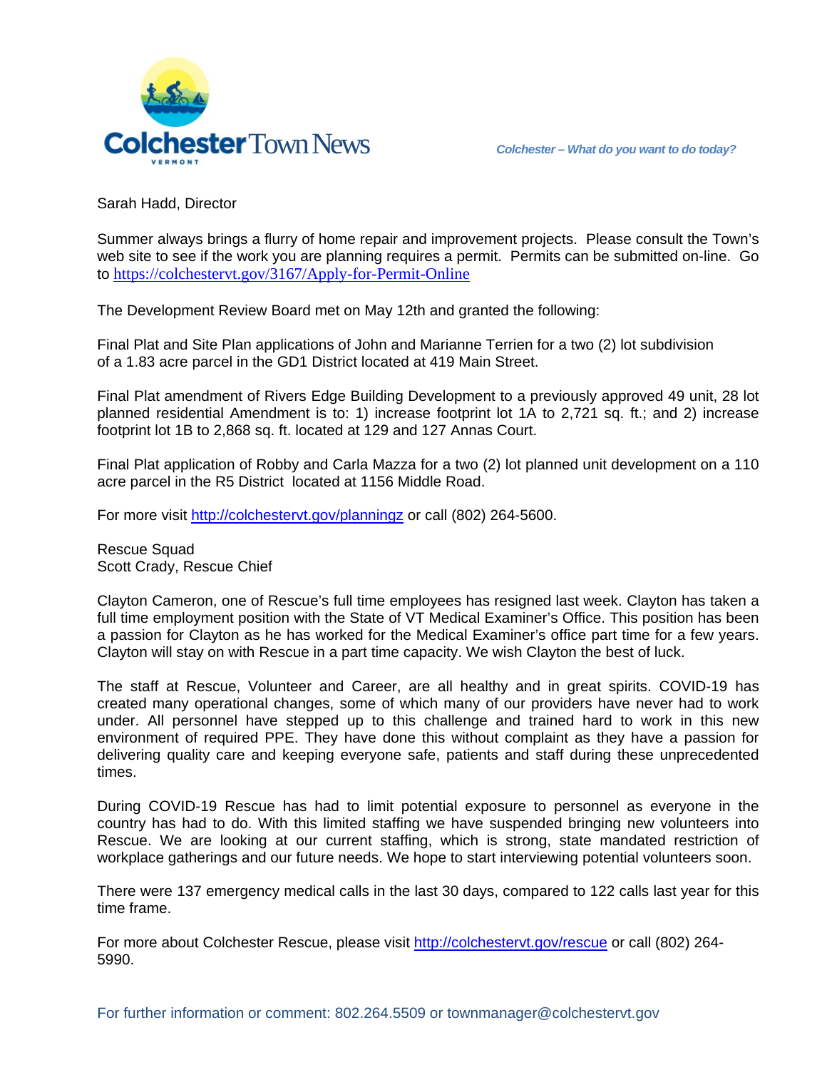Sarah Hadd, Director

Summer always brings a flurry of home repair and improvement projects. Please consult the Town's web site to see if the work you are planning requires a permit. Permits can be submitted on-line. Go to https://colchestervt.gov/3167/Apply-for-Permit-Online

The Development Review Board met on May 12th and granted the following:

Final Plat and Site Plan applications of John and Marianne Terrien for a two (2) lot subdivision of a 1.83 acre parcel in the GD1 District located at 419 Main Street.

Final Plat amendment of Rivers Edge Building Development to a previously approved 49 unit, 28 lot planned residential Amendment is to: 1) increase footprint lot 1A to 2,721 sq. ft.; and 2) increase footprint lot 1B to 2,868 sq. ft. located at 129 and 127 Annas Court.

Final Plat application of Robby and Carla Mazza for a two (2) lot planned unit development on a 110 acre parcel in the R5 District located at 1156 Middle Road.

For more visit http://colchestervt.gov/planningz or call (802) 264-5600.

Rescue Squad
Scott Crady, Rescue Chief

Clayton Cameron, one of Rescue's full time employees has resigned last week. Clayton has taken a full time employment position with the State of VT Medical Examiner's Office. This position has been a passion for Clayton as he has worked for the Medical Examiner's office part time for a few years. Clayton will stay on with Rescue in a part time capacity. We wish Clayton the best of luck.

The staff at Rescue, Volunteer and Career, are all healthy and in great spirits. COVID-19 has created many operational changes, some of which many of our providers have never had to work under. All personnel have stepped up to this challenge and trained hard to work in this new environment of required PPE. They have done this without complaint as they have a passion for delivering quality care and keeping everyone safe, patients and staff during these unprecedented times.

During COVID-19 Rescue has had to limit potential exposure to personnel as everyone in the country has had to do. With this limited staffing we have suspended bringing new volunteers into Rescue. We are looking at our current staffing, which is strong, state mandated restriction of workplace gatherings and our future needs. We hope to start interviewing potential volunteers soon.

There were 137 emergency medical calls in the last 30 days, compared to 122 calls last year for this time frame.

For more about Colchester Rescue, please visit http://colchestervt.gov/rescue or call (802) 264-5990.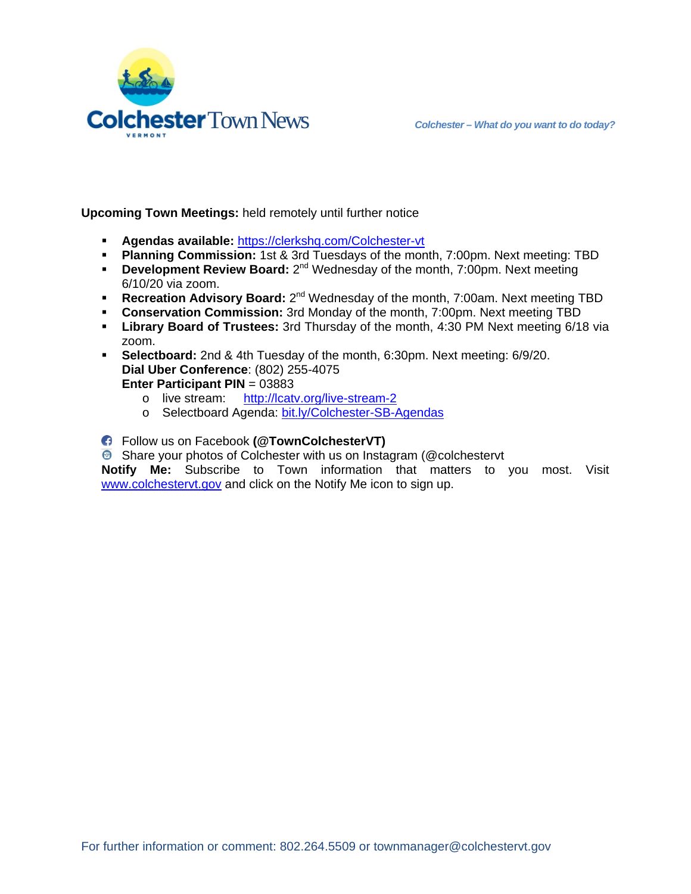**Colchester Town News**

*Colchester – What do you want to do today?*

**Upcoming Town Meetings:** held remotely until further notice

- **Agendas available:** https://clerkshq.com/Colchester-vt
- **Planning Commission:** 1st & 3rd Tuesdays of the month, 7:00pm. Next meeting: TBD
- **Development Review Board:** 2nd Wednesday of the month, 7:00pm. Next meeting 6/10/20 via zoom.
- **Recreation Advisory Board:** 2nd Wednesday of the month, 7:00am. Next meeting TBD
- **Conservation Commission:** 3rd Monday of the month, 7:00pm. Next meeting TBD
- **Library Board of Trustees:** 3rd Thursday of the month, 4:30 PM Next meeting 6/18 via zoom.
- **Selectboard:** 2nd & 4th Tuesday of the month, 6:30pm. Next meeting: 6/9/20.
  **Dial Uber Conference**: (802) 255-4075
  **Enter Participant PIN** = 03883
  - live stream: http://lcatv.org/live-stream-2
  - Selectboard Agenda: bit.ly/Colchester-SB-Agendas

Follow us on Facebook **(@TownColchesterVT)**

Share your photos of Colchester with us on Instagram (@colchestervt

**Notify Me:** Subscribe to Town information that matters to you most. Visit www.colchestervt.gov and click on the Notify Me icon to sign up.

For further information or comment: 802.264.5509 or townmanager@colchestervt.gov